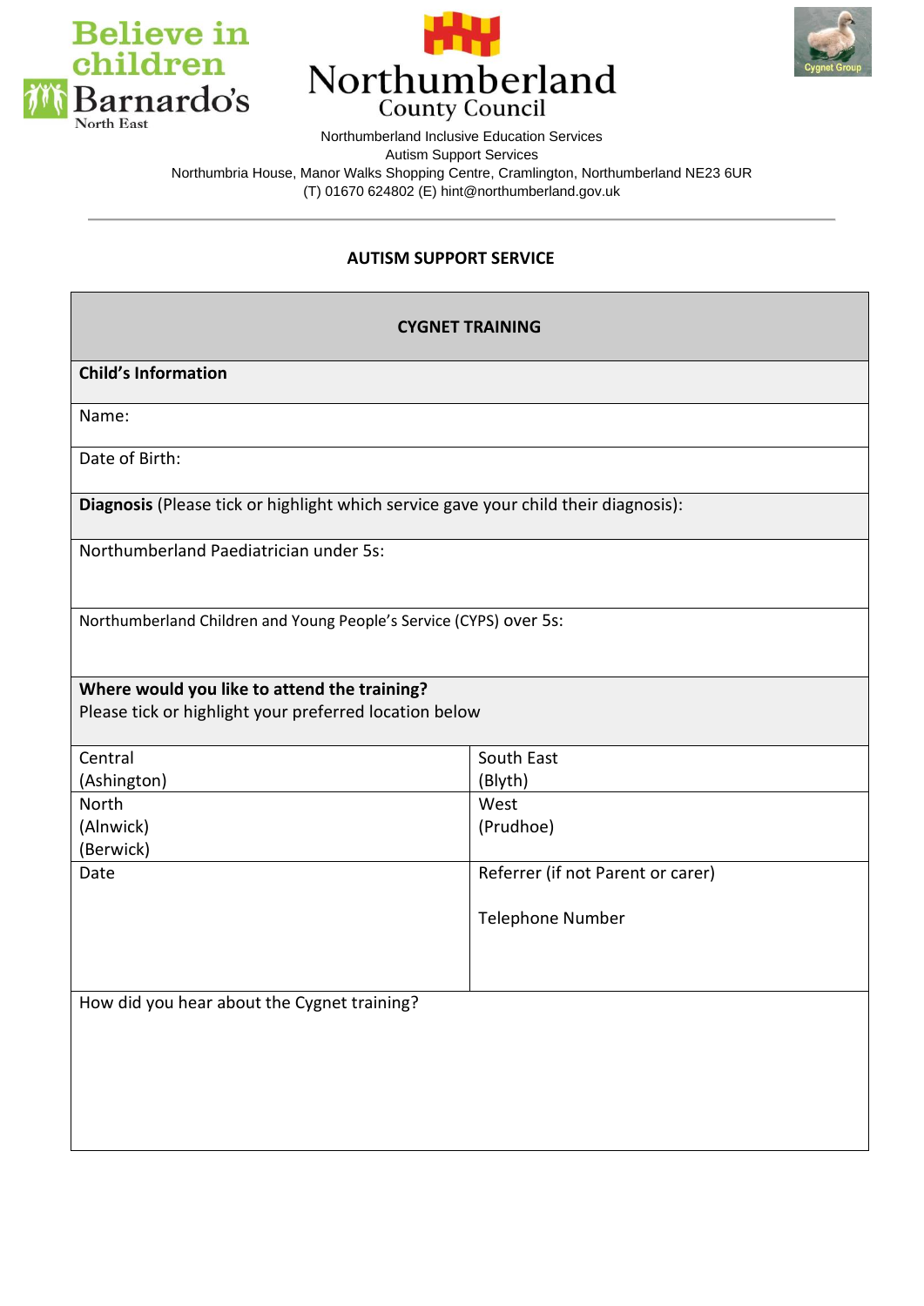Believe in children
Barnardo's
North East

Northumberland County Council

Cygnet Group

Northumberland Inclusive Education Services
Autism Support Services
Northumbria House, Manor Walks Shopping Centre, Cramlington, Northumberland NE23 6UR
(T) 01670 624802 (E) hint@northumberland.gov.uk

---

## AUTISM SUPPORT SERVICE

| **CYGNET TRAINING** | |
|---|---|
| **Child's Information** | |
| Name: | |
| Date of Birth: | |
| **Diagnosis** (Please tick or highlight which service gave your child their diagnosis): | |
| Northumberland Paediatrician under 5s: | |
| Northumberland Children and Young People's Service (CYPS) over 5s: | |
| **Where would you like to attend the training?**<br>Please tick or highlight your preferred location below | |
| Central<br>(Ashington) | South East<br>(Blyth) |
| North<br>(Alnwick)<br>(Berwick) | West<br>(Prudhoe) |
| Date | Referrer (if not Parent or carer)<br><br>Telephone Number |
| How did you hear about the Cygnet training? | |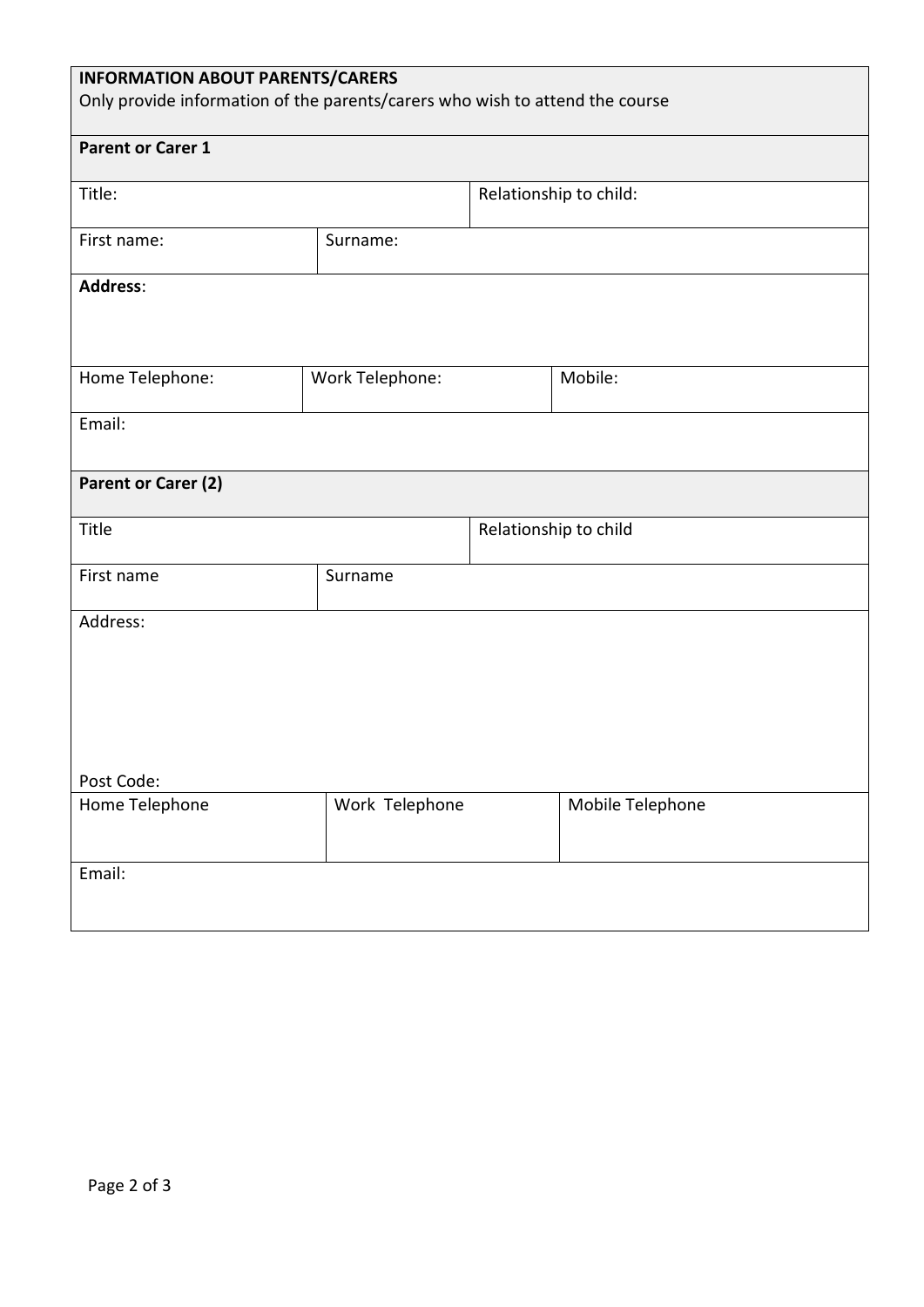| **INFORMATION ABOUT PARENTS/CARERS**<br>Only provide information of the parents/carers who wish to attend the course | | |
|---|---|---|
| **Parent or Carer 1** | | |
| Title: | | Relationship to child: |
| First name: | Surname: | |
| **Address**: | | |
| Home Telephone: | Work Telephone: | Mobile: |
| Email: | | |
| **Parent or Carer (2)** | | |
| Title | | Relationship to child |
| First name | Surname | |
| Address:<br><br>Post Code: | | |
| Home Telephone | Work Telephone | Mobile Telephone |
| Email: | | |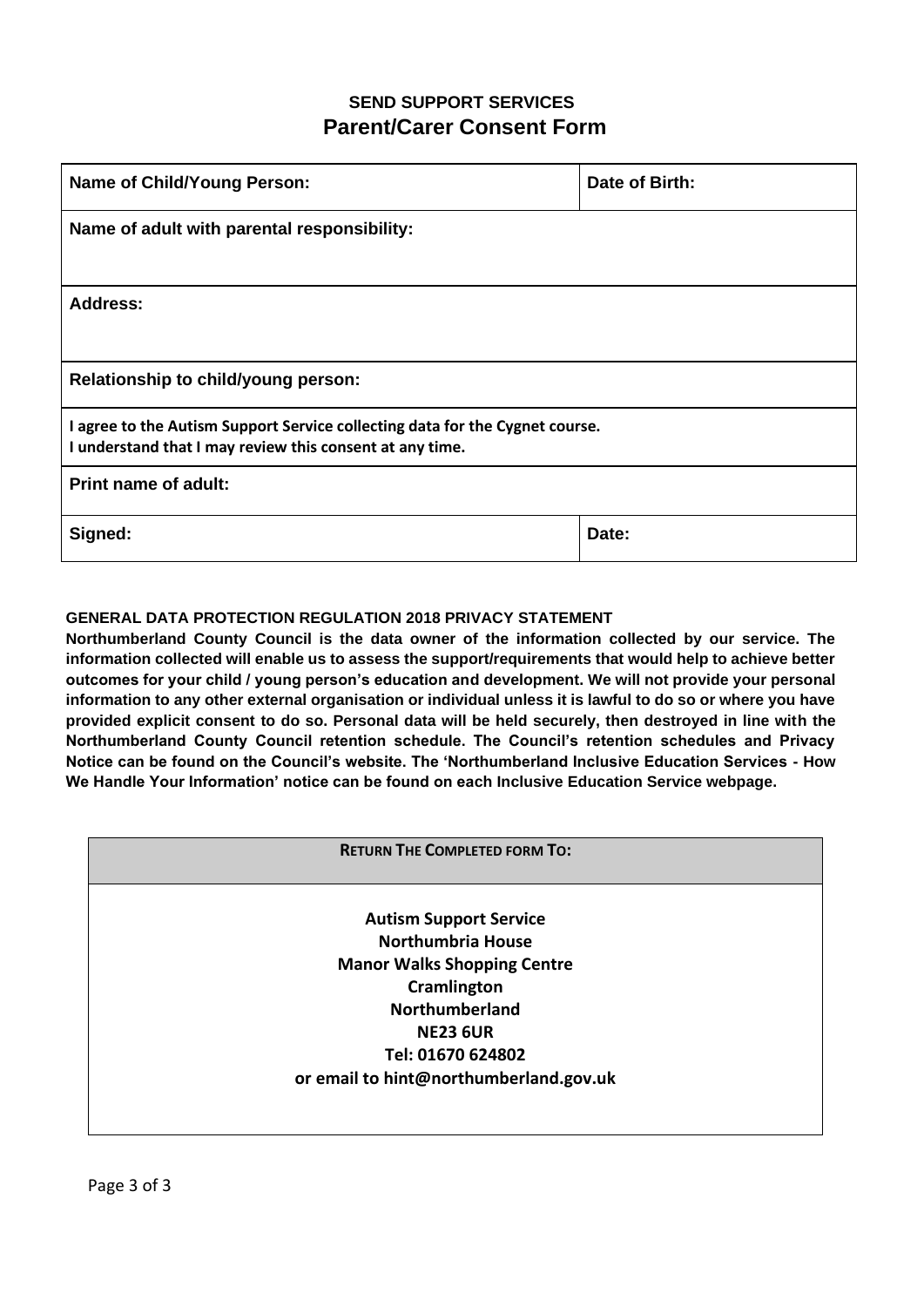### SEND SUPPORT SERVICES

## Parent/Carer Consent Form

| | |
|---|---|
| **Name of Child/Young Person:** | **Date of Birth:** |
| **Name of adult with parental responsibility:** | |
| **Address:** | |
| **Relationship to child/young person:** | |
| **I agree to the Autism Support Service collecting data for the Cygnet course.**<br>**I understand that I may review this consent at any time.** | |
| **Print name of adult:** | |
| **Signed:** | **Date:** |

**GENERAL DATA PROTECTION REGULATION 2018 PRIVACY STATEMENT**

**Northumberland County Council is the data owner of the information collected by our service. The information collected will enable us to assess the support/requirements that would help to achieve better outcomes for your child / young person's education and development. We will not provide your personal information to any other external organisation or individual unless it is lawful to do so or where you have provided explicit consent to do so. Personal data will be held securely, then destroyed in line with the Northumberland County Council retention schedule. The Council's retention schedules and Privacy Notice can be found on the Council's website. The 'Northumberland Inclusive Education Services - How We Handle Your Information' notice can be found on each Inclusive Education Service webpage.**

| **RETURN THE COMPLETED FORM TO:** |
|---|
| **Autism Support Service**<br>**Northumbria House**<br>**Manor Walks Shopping Centre**<br>**Cramlington**<br>**Northumberland**<br>**NE23 6UR**<br>**Tel: 01670 624802**<br>**or email to hint@northumberland.gov.uk** |